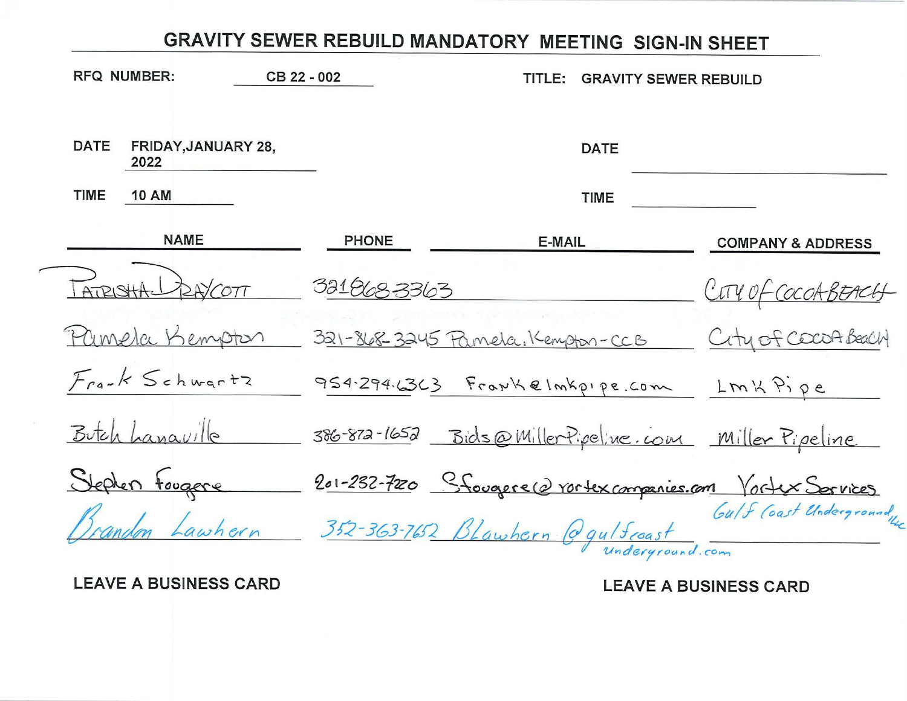# GRAVITY SEWER REBUILD MANDATORY MEETING SIGN-IN SHEET

**RFQ NUMBER:** CB 22 - 002

**TITLE:** GRAVITY SEWER REBUILD

**DATE** FRIDAY, JANUARY 28, 2022

**DATE** 

**TIME** 10 AM

**TIME** 

| NAME | PHONE | E-MAIL | COMPANY & ADDRESS |
|---|---|---|---|
| PATRISHA DRAYCOTT | 3218683363 | | CITY OF COCOA BEACH |
| Pamela Kempton | 321-868-3245 | Pamela.Kempton-CCB | City of COCOA Beach |
| Frank Schwartz | 954-294-6363 | Frank@lmkpipe.com | LMK Pipe |
| Butch Lanaville | 386-872-1652 | Bids@MillerPipeline.com | Miller Pipeline |
| Stephen Fougere | 201-232-7220 | Sfougere@vortexcompanies.com | Vortex Services |
| Brandon Lawhern | 352-363-7652 | Blawhern@gulfcoastunderground.com | Gulf Coast Underground, LLC |

**LEAVE A BUSINESS CARD**

**LEAVE A BUSINESS CARD**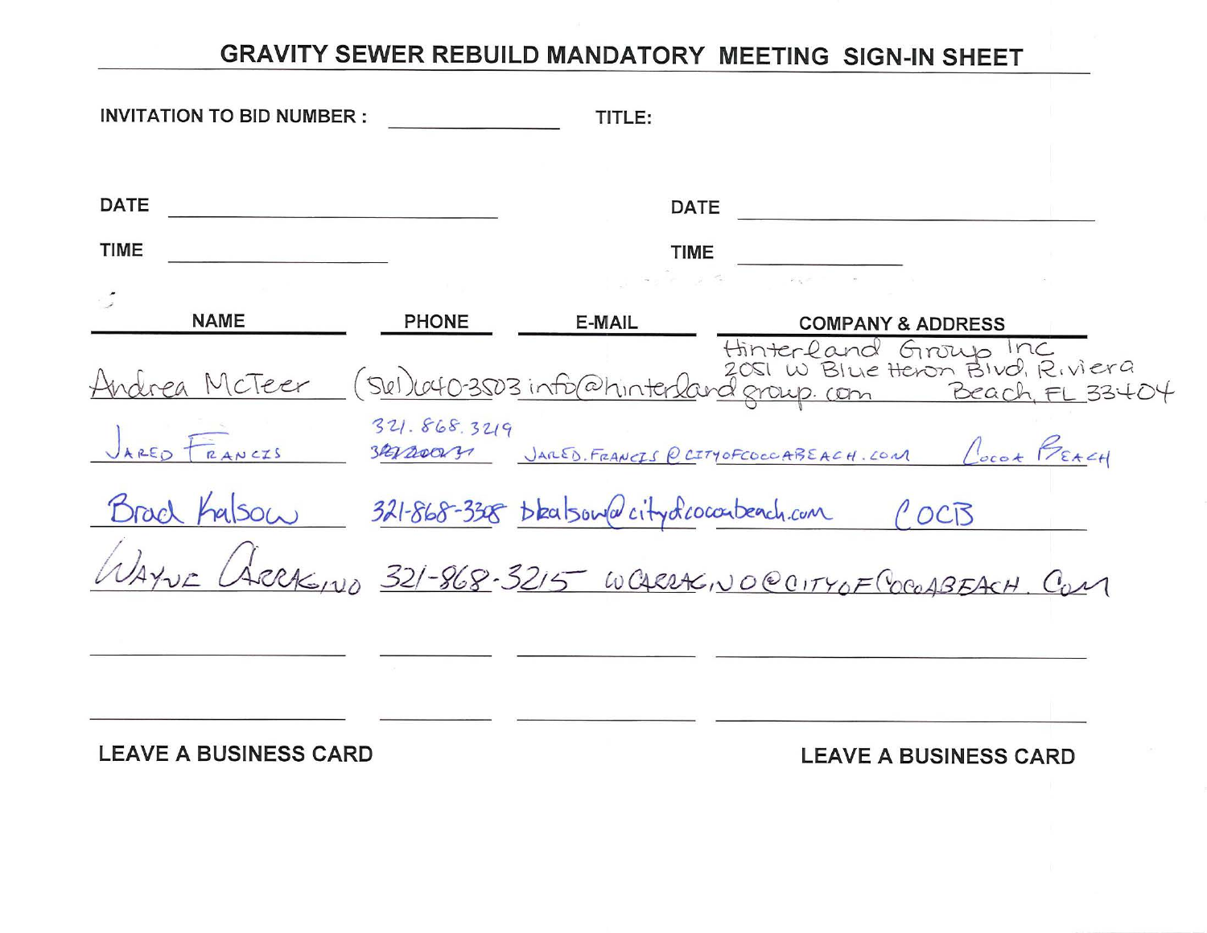# GRAVITY SEWER REBUILD MANDATORY MEETING SIGN-IN SHEET

**INVITATION TO BID NUMBER :** \_\_\_\_\_\_\_\_\_\_ **TITLE:**

**DATE** \_\_\_\_\_\_\_\_\_\_ **DATE** \_\_\_\_\_\_\_\_\_\_

**TIME** \_\_\_\_\_\_\_\_\_\_ **TIME** \_\_\_\_\_\_\_\_\_\_

| NAME | PHONE | E-MAIL | COMPANY & ADDRESS |
|---|---|---|---|
| Andrea McTeer | (561)640-3503 | info@hinterlandgroup.com | Hinterland Group Inc 2051 W Blue Heron Blvd, Riviera Beach, FL 33404 |
| Jared Francis | 321.868.3219 | Jared.Francis@cityofcocoabeach.com | Cocoa Beach |
| Brad Kalsow | 321-868-3308 | bkalsow@cityofcocoabeach.com | COCB |
| Wayne Carragino | 321-868-3215 | WCarragino@cityofcocoabeach.com | |
| | | | |
| | | | |

**LEAVE A BUSINESS CARD** **LEAVE A BUSINESS CARD**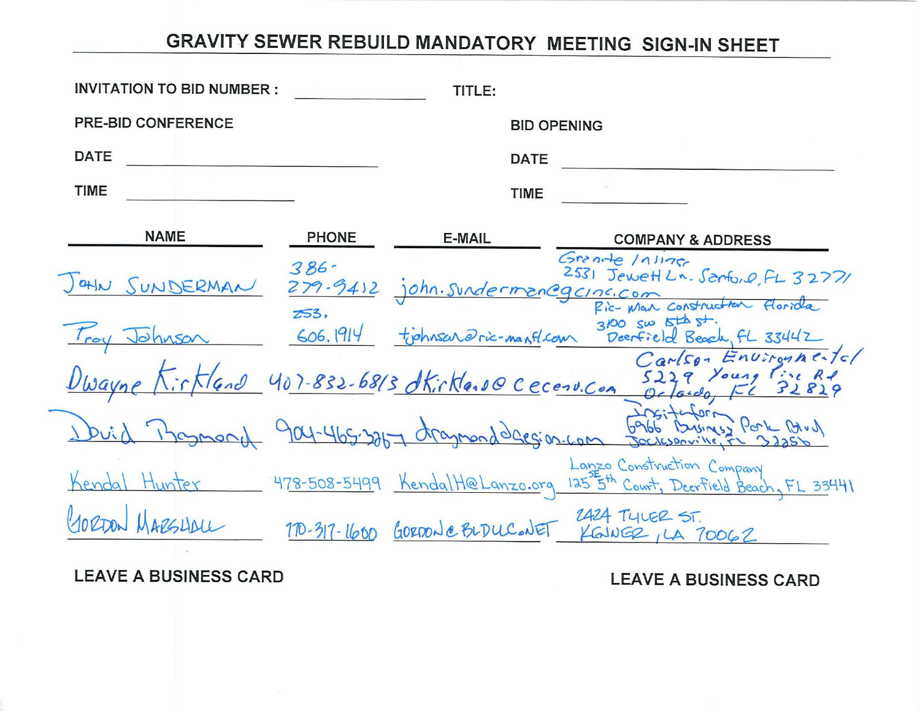# GRAVITY SEWER REBUILD MANDATORY MEETING SIGN-IN SHEET

**INVITATION TO BID NUMBER :** ____________ **TITLE:**

**PRE-BID CONFERENCE**

**DATE** ____________

**TIME** ____________

**BID OPENING**

**DATE** ____________

**TIME** ____________

| NAME | PHONE | E-MAIL | COMPANY & ADDRESS |
|---|---|---|---|
| JOHN SUNDERMAN | 386-279-9412 | john.sunderman@gcinc.com | Granite Inliner 2531 Jewett Ln. Sanford, FL 32771 |
| Troy Johnson | 253.606.1914 | tjohnson@ric-manfl.com | Ric-Man Construction Florida 3100 SW 15th St. Deerfield Beach, FL 33442 |
| Dwayne Kirkland | 407-832-6813 | dkirkland@ceceuv.com | Carlson Environmental 5229 Young Pine Rd Orlando, FL 32829 |
| David Raymond | 904-465-3267 | draymond@aegion.com | Insituform 6966 Business Park Blvd Jacksonville, FL 32256 |
| Kendal Hunter | 478-508-5499 | KendalH@Lanzo.org | Lanzo Construction Company 125 SE 5th Court, Deerfield Beach, FL 33441 |
| GORDON MARSHALL | 770-317-1600 | GORDON@BLDUC.NET | 2424 TYLER ST. KENNER, LA 70062 |

**LEAVE A BUSINESS CARD** **LEAVE A BUSINESS CARD**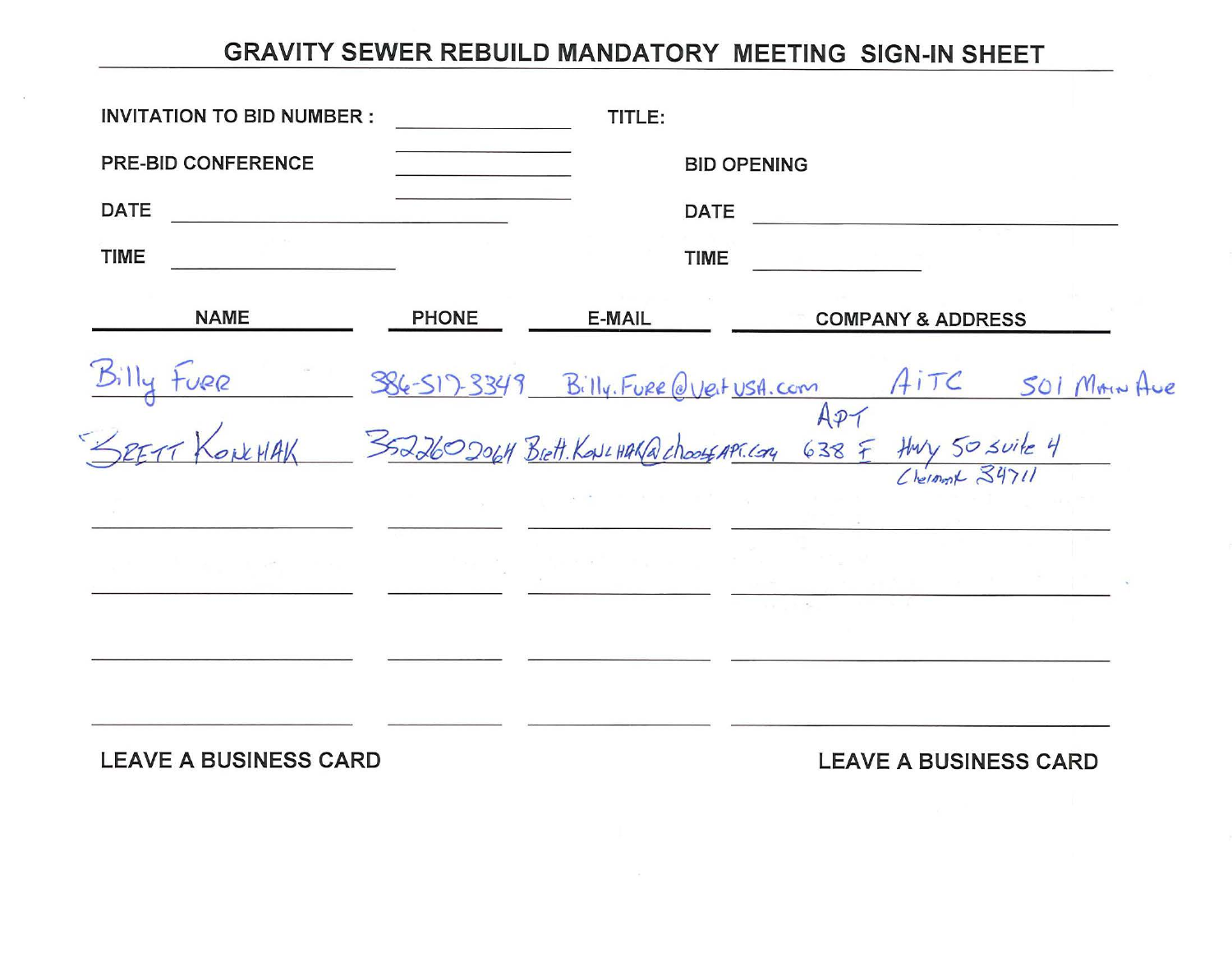# GRAVITY SEWER REBUILD MANDATORY MEETING SIGN-IN SHEET

**INVITATION TO BID NUMBER :** ____________ **TITLE:**

**PRE-BID CONFERENCE**

**DATE** ____________

**TIME** ____________

**BID OPENING**

**DATE** ____________

**TIME** ____________

| NAME | PHONE | E-MAIL | COMPANY & ADDRESS |
|---|---|---|---|
| Billy Furr | 386-517-3349 | Billy.Furr@VeitUSA.com | AiTC 501 Main Ave |
| Brett Konchak | 3522602064 | Brett.Konchak@chooseAPT.com | APT 638 E Hwy 50 suite 4 Clermont 34711 |
| | | | |
| | | | |
| | | | |
| | | | |

**LEAVE A BUSINESS CARD** **LEAVE A BUSINESS CARD**